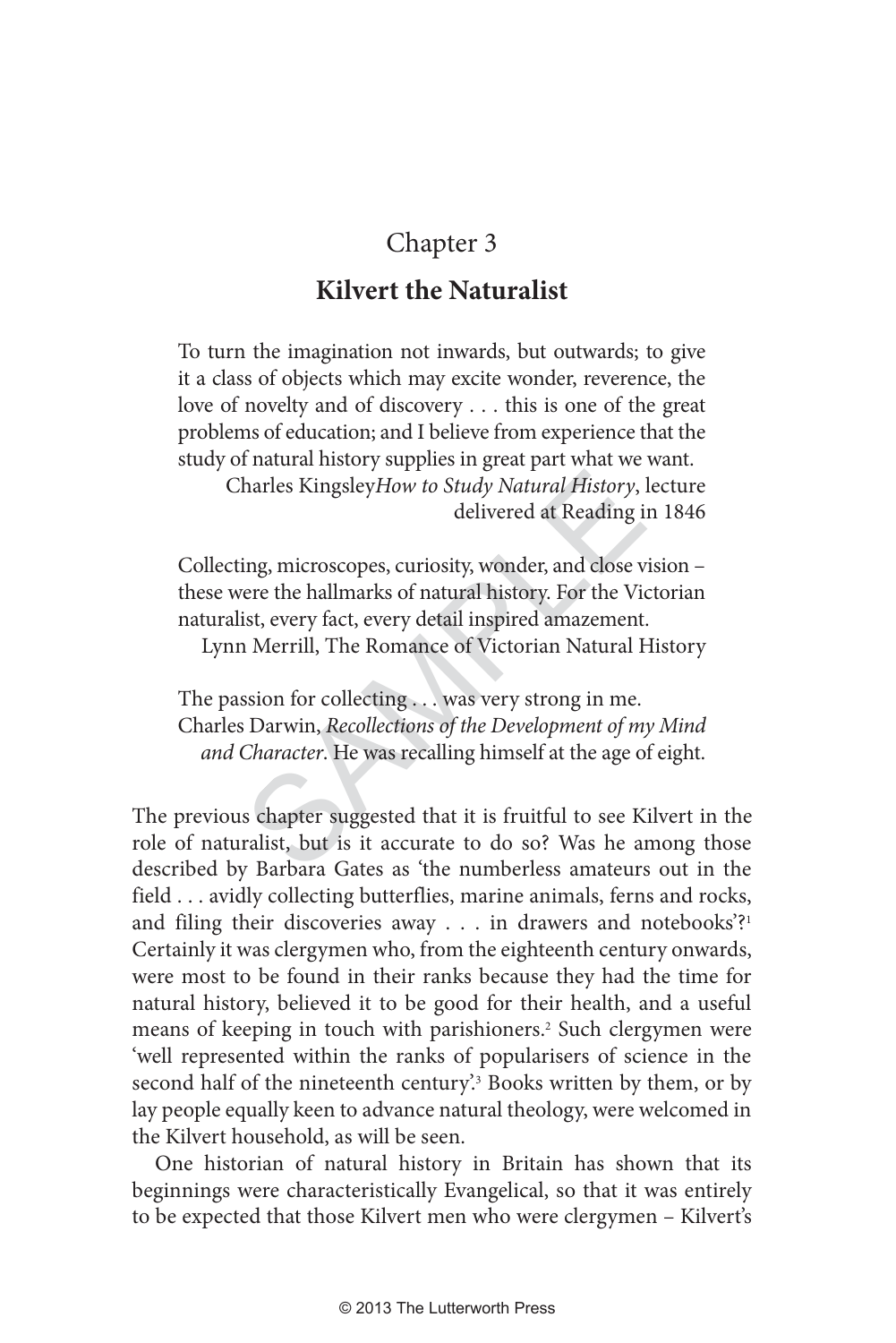# Chapter 3

## Kilvert the Naturalist

> To turn the imagination not inwards, but outwards; to give it a class of objects which may excite wonder, reverence, the love of novelty and of discovery . . . this is one of the great problems of education; and I believe from experience that the study of natural history supplies in great part what we want.
>
> Charles Kingsley*How to Study Natural History*, lecture delivered at Reading in 1846

> Collecting, microscopes, curiosity, wonder, and close vision – these were the hallmarks of natural history. For the Victorian naturalist, every fact, every detail inspired amazement.
>
> Lynn Merrill, The Romance of Victorian Natural History

> The passion for collecting . . . was very strong in me.
>
> Charles Darwin, *Recollections of the Development of my Mind and Character*. He was recalling himself at the age of eight.

The previous chapter suggested that it is fruitful to see Kilvert in the role of naturalist, but is it accurate to do so? Was he among those described by Barbara Gates as 'the numberless amateurs out in the field . . . avidly collecting butterflies, marine animals, ferns and rocks, and filing their discoveries away . . . in drawers and notebooks'?[1] Certainly it was clergymen who, from the eighteenth century onwards, were most to be found in their ranks because they had the time for natural history, believed it to be good for their health, and a useful means of keeping in touch with parishioners.[2] Such clergymen were 'well represented within the ranks of popularisers of science in the second half of the nineteenth century'.[3] Books written by them, or by lay people equally keen to advance natural theology, were welcomed in the Kilvert household, as will be seen.

One historian of natural history in Britain has shown that its beginnings were characteristically Evangelical, so that it was entirely to be expected that those Kilvert men who were clergymen – Kilvert's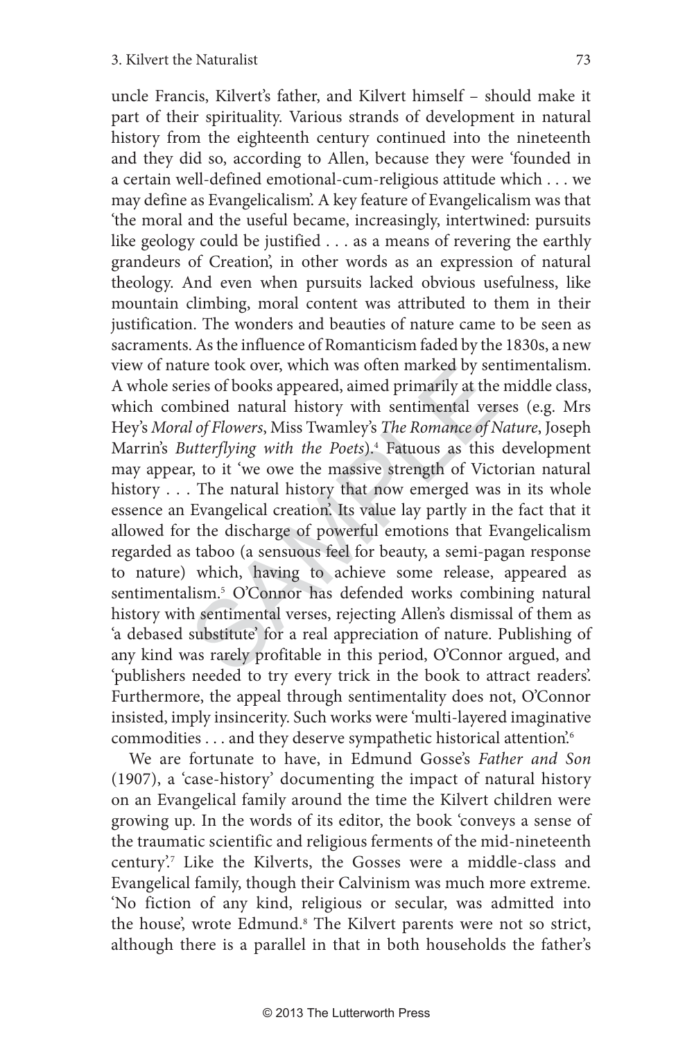uncle Francis, Kilvert's father, and Kilvert himself – should make it part of their spirituality. Various strands of development in natural history from the eighteenth century continued into the nineteenth and they did so, according to Allen, because they were 'founded in a certain well-defined emotional-cum-religious attitude which . . . we may define as Evangelicalism'. A key feature of Evangelicalism was that 'the moral and the useful became, increasingly, intertwined: pursuits like geology could be justified . . . as a means of revering the earthly grandeurs of Creation', in other words as an expression of natural theology. And even when pursuits lacked obvious usefulness, like mountain climbing, moral content was attributed to them in their justification. The wonders and beauties of nature came to be seen as sacraments. As the influence of Romanticism faded by the 1830s, a new view of nature took over, which was often marked by sentimentalism. A whole series of books appeared, aimed primarily at the middle class, which combined natural history with sentimental verses (e.g. Mrs Hey's *Moral of Flowers*, Miss Twamley's *The Romance of Nature*, Joseph Marrin's *Butterflying with the Poets*).[4] Fatuous as this development may appear, to it 'we owe the massive strength of Victorian natural history . . . The natural history that now emerged was in its whole essence an Evangelical creation'. Its value lay partly in the fact that it allowed for the discharge of powerful emotions that Evangelicalism regarded as taboo (a sensuous feel for beauty, a semi-pagan response to nature) which, having to achieve some release, appeared as sentimentalism.[5] O'Connor has defended works combining natural history with sentimental verses, rejecting Allen's dismissal of them as 'a debased substitute' for a real appreciation of nature. Publishing of any kind was rarely profitable in this period, O'Connor argued, and 'publishers needed to try every trick in the book to attract readers'. Furthermore, the appeal through sentimentality does not, O'Connor insisted, imply insincerity. Such works were 'multi-layered imaginative commodities . . . and they deserve sympathetic historical attention'.[6]

We are fortunate to have, in Edmund Gosse's *Father and Son* (1907), a 'case-history' documenting the impact of natural history on an Evangelical family around the time the Kilvert children were growing up. In the words of its editor, the book 'conveys a sense of the traumatic scientific and religious ferments of the mid-nineteenth century'.[7] Like the Kilverts, the Gosses were a middle-class and Evangelical family, though their Calvinism was much more extreme. 'No fiction of any kind, religious or secular, was admitted into the house', wrote Edmund.[8] The Kilvert parents were not so strict, although there is a parallel in that in both households the father's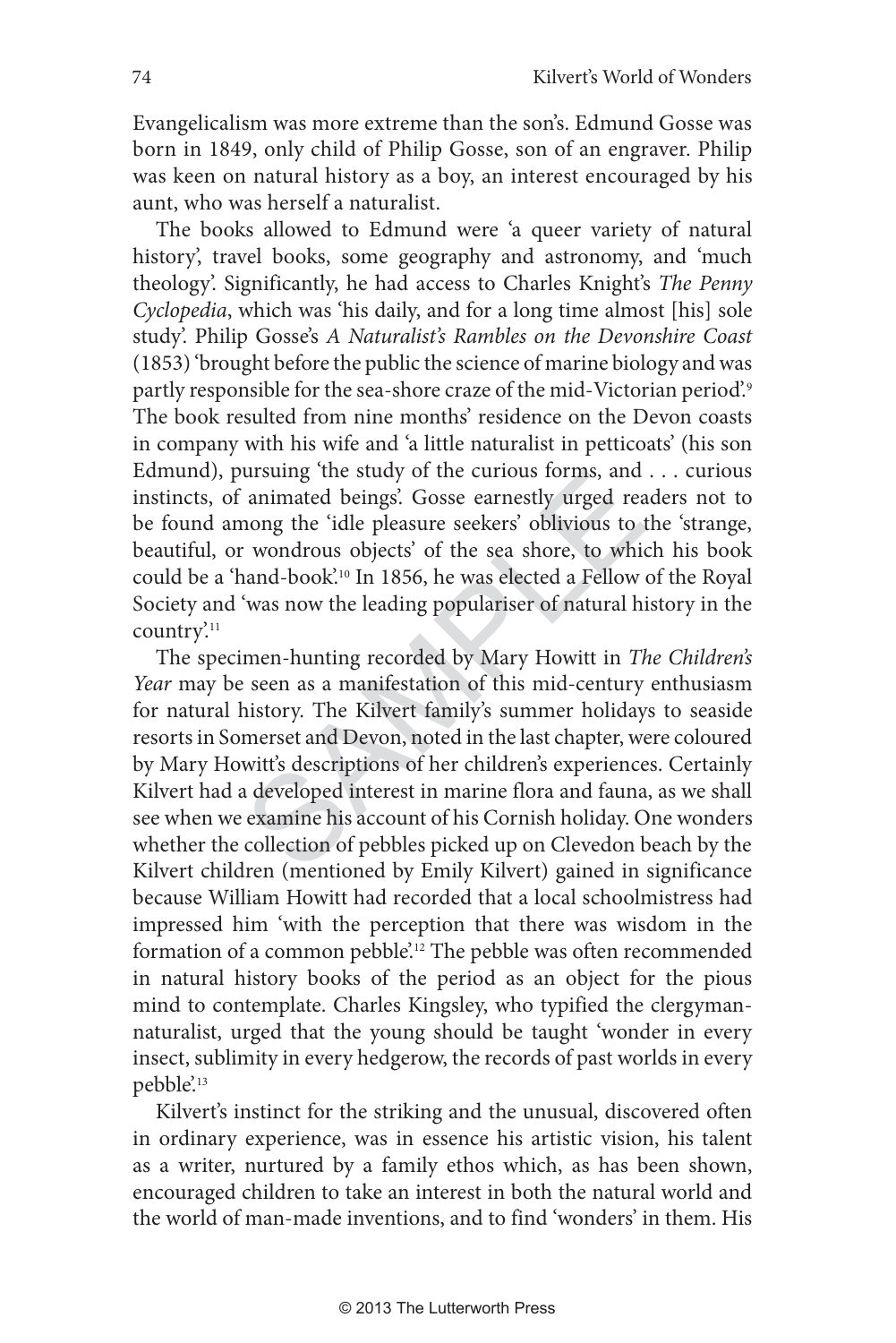Evangelicalism was more extreme than the son's. Edmund Gosse was born in 1849, only child of Philip Gosse, son of an engraver. Philip was keen on natural history as a boy, an interest encouraged by his aunt, who was herself a naturalist.

The books allowed to Edmund were 'a queer variety of natural history', travel books, some geography and astronomy, and 'much theology'. Significantly, he had access to Charles Knight's *The Penny Cyclopedia*, which was 'his daily, and for a long time almost [his] sole study'. Philip Gosse's *A Naturalist's Rambles on the Devonshire Coast* (1853) 'brought before the public the science of marine biology and was partly responsible for the sea-shore craze of the mid-Victorian period'.[9] The book resulted from nine months' residence on the Devon coasts in company with his wife and 'a little naturalist in petticoats' (his son Edmund), pursuing 'the study of the curious forms, and . . . curious instincts, of animated beings'. Gosse earnestly urged readers not to be found among the 'idle pleasure seekers' oblivious to the 'strange, beautiful, or wondrous objects' of the sea shore, to which his book could be a 'hand-book'.[10] In 1856, he was elected a Fellow of the Royal Society and 'was now the leading populariser of natural history in the country'.[11]

The specimen-hunting recorded by Mary Howitt in *The Children's Year* may be seen as a manifestation of this mid-century enthusiasm for natural history. The Kilvert family's summer holidays to seaside resorts in Somerset and Devon, noted in the last chapter, were coloured by Mary Howitt's descriptions of her children's experiences. Certainly Kilvert had a developed interest in marine flora and fauna, as we shall see when we examine his account of his Cornish holiday. One wonders whether the collection of pebbles picked up on Clevedon beach by the Kilvert children (mentioned by Emily Kilvert) gained in significance because William Howitt had recorded that a local schoolmistress had impressed him 'with the perception that there was wisdom in the formation of a common pebble'.[12] The pebble was often recommended in natural history books of the period as an object for the pious mind to contemplate. Charles Kingsley, who typified the clergyman-naturalist, urged that the young should be taught 'wonder in every insect, sublimity in every hedgerow, the records of past worlds in every pebble'.[13]

Kilvert's instinct for the striking and the unusual, discovered often in ordinary experience, was in essence his artistic vision, his talent as a writer, nurtured by a family ethos which, as has been shown, encouraged children to take an interest in both the natural world and the world of man-made inventions, and to find 'wonders' in them. His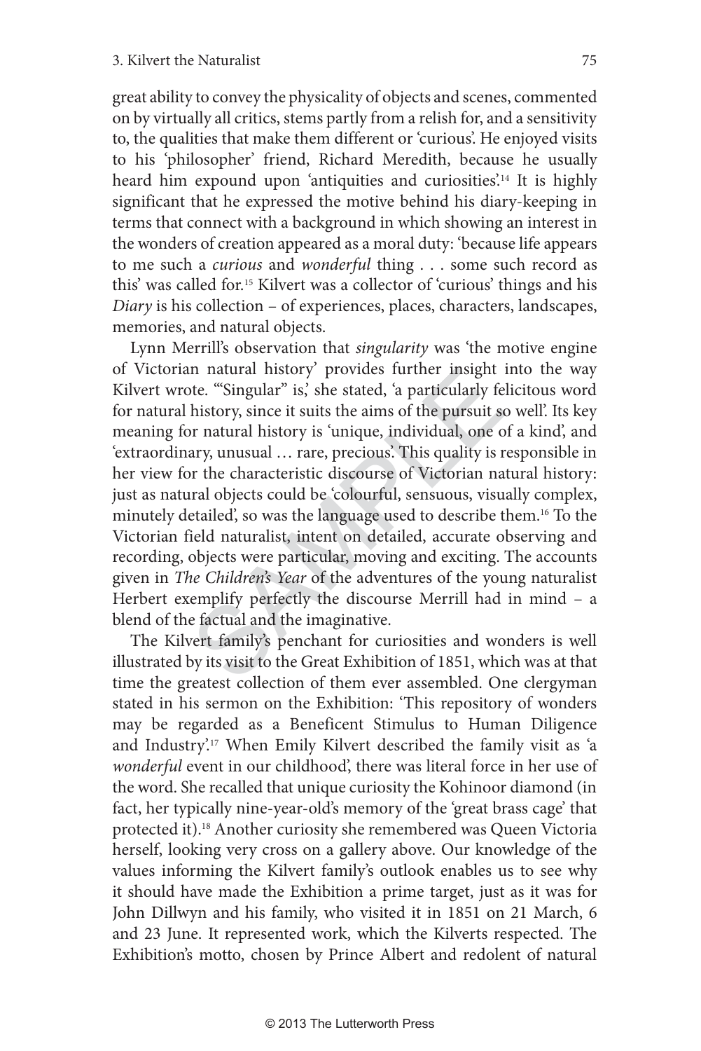great ability to convey the physicality of objects and scenes, commented on by virtually all critics, stems partly from a relish for, and a sensitivity to, the qualities that make them different or 'curious'. He enjoyed visits to his 'philosopher' friend, Richard Meredith, because he usually heard him expound upon 'antiquities and curiosities'.[14] It is highly significant that he expressed the motive behind his diary-keeping in terms that connect with a background in which showing an interest in the wonders of creation appeared as a moral duty: 'because life appears to me such a *curious* and *wonderful* thing . . . some such record as this' was called for.[15] Kilvert was a collector of 'curious' things and his *Diary* is his collection – of experiences, places, characters, landscapes, memories, and natural objects.

Lynn Merrill's observation that *singularity* was 'the motive engine of Victorian natural history' provides further insight into the way Kilvert wrote. '"Singular" is,' she stated, 'a particularly felicitous word for natural history, since it suits the aims of the pursuit so well'. Its key meaning for natural history is 'unique, individual, one of a kind', and 'extraordinary, unusual … rare, precious'. This quality is responsible in her view for the characteristic discourse of Victorian natural history: just as natural objects could be 'colourful, sensuous, visually complex, minutely detailed', so was the language used to describe them.[16] To the Victorian field naturalist, intent on detailed, accurate observing and recording, objects were particular, moving and exciting. The accounts given in *The Children's Year* of the adventures of the young naturalist Herbert exemplify perfectly the discourse Merrill had in mind – a blend of the factual and the imaginative.

The Kilvert family's penchant for curiosities and wonders is well illustrated by its visit to the Great Exhibition of 1851, which was at that time the greatest collection of them ever assembled. One clergyman stated in his sermon on the Exhibition: 'This repository of wonders may be regarded as a Beneficent Stimulus to Human Diligence and Industry'.[17] When Emily Kilvert described the family visit as 'a *wonderful* event in our childhood', there was literal force in her use of the word. She recalled that unique curiosity the Kohinoor diamond (in fact, her typically nine-year-old's memory of the 'great brass cage' that protected it).[18] Another curiosity she remembered was Queen Victoria herself, looking very cross on a gallery above. Our knowledge of the values informing the Kilvert family's outlook enables us to see why it should have made the Exhibition a prime target, just as it was for John Dillwyn and his family, who visited it in 1851 on 21 March, 6 and 23 June. It represented work, which the Kilverts respected. The Exhibition's motto, chosen by Prince Albert and redolent of natural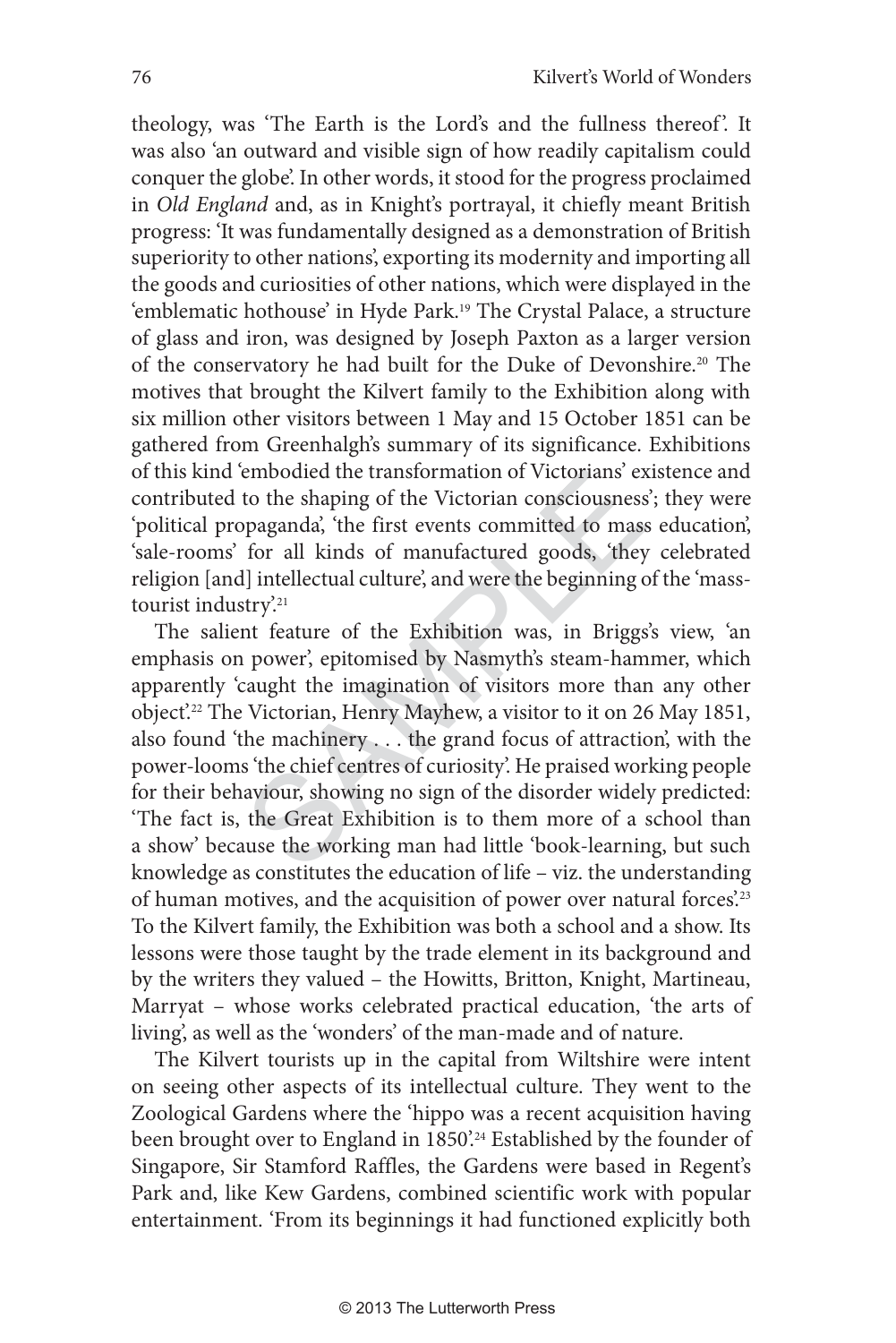theology, was 'The Earth is the Lord's and the fullness thereof'. It was also 'an outward and visible sign of how readily capitalism could conquer the globe'. In other words, it stood for the progress proclaimed in *Old England* and, as in Knight's portrayal, it chiefly meant British progress: 'It was fundamentally designed as a demonstration of British superiority to other nations', exporting its modernity and importing all the goods and curiosities of other nations, which were displayed in the 'emblematic hothouse' in Hyde Park.[19] The Crystal Palace, a structure of glass and iron, was designed by Joseph Paxton as a larger version of the conservatory he had built for the Duke of Devonshire.[20] The motives that brought the Kilvert family to the Exhibition along with six million other visitors between 1 May and 15 October 1851 can be gathered from Greenhalgh's summary of its significance. Exhibitions of this kind 'embodied the transformation of Victorians' existence and contributed to the shaping of the Victorian consciousness'; they were 'political propaganda', 'the first events committed to mass education', 'sale-rooms' for all kinds of manufactured goods, 'they celebrated religion [and] intellectual culture', and were the beginning of the 'mass-tourist industry'.[21]

The salient feature of the Exhibition was, in Briggs's view, 'an emphasis on power', epitomised by Nasmyth's steam-hammer, which apparently 'caught the imagination of visitors more than any other object'.[22] The Victorian, Henry Mayhew, a visitor to it on 26 May 1851, also found 'the machinery . . . the grand focus of attraction', with the power-looms 'the chief centres of curiosity'. He praised working people for their behaviour, showing no sign of the disorder widely predicted: 'The fact is, the Great Exhibition is to them more of a school than a show' because the working man had little 'book-learning, but such knowledge as constitutes the education of life – viz. the understanding of human motives, and the acquisition of power over natural forces'.[23] To the Kilvert family, the Exhibition was both a school and a show. Its lessons were those taught by the trade element in its background and by the writers they valued – the Howitts, Britton, Knight, Martineau, Marryat – whose works celebrated practical education, 'the arts of living', as well as the 'wonders' of the man-made and of nature.

The Kilvert tourists up in the capital from Wiltshire were intent on seeing other aspects of its intellectual culture. They went to the Zoological Gardens where the 'hippo was a recent acquisition having been brought over to England in 1850'.[24] Established by the founder of Singapore, Sir Stamford Raffles, the Gardens were based in Regent's Park and, like Kew Gardens, combined scientific work with popular entertainment. 'From its beginnings it had functioned explicitly both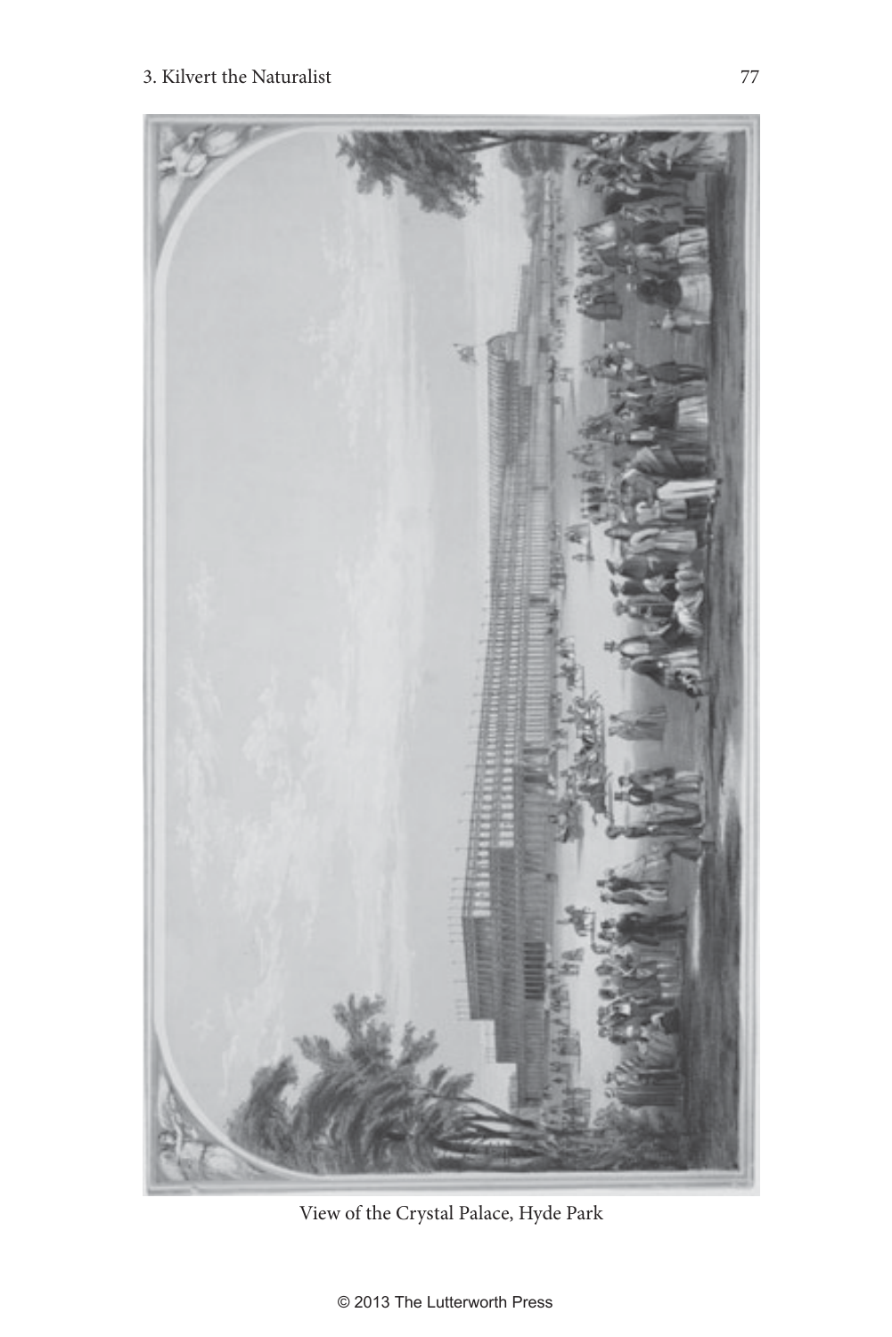View of the Crystal Palace, Hyde Park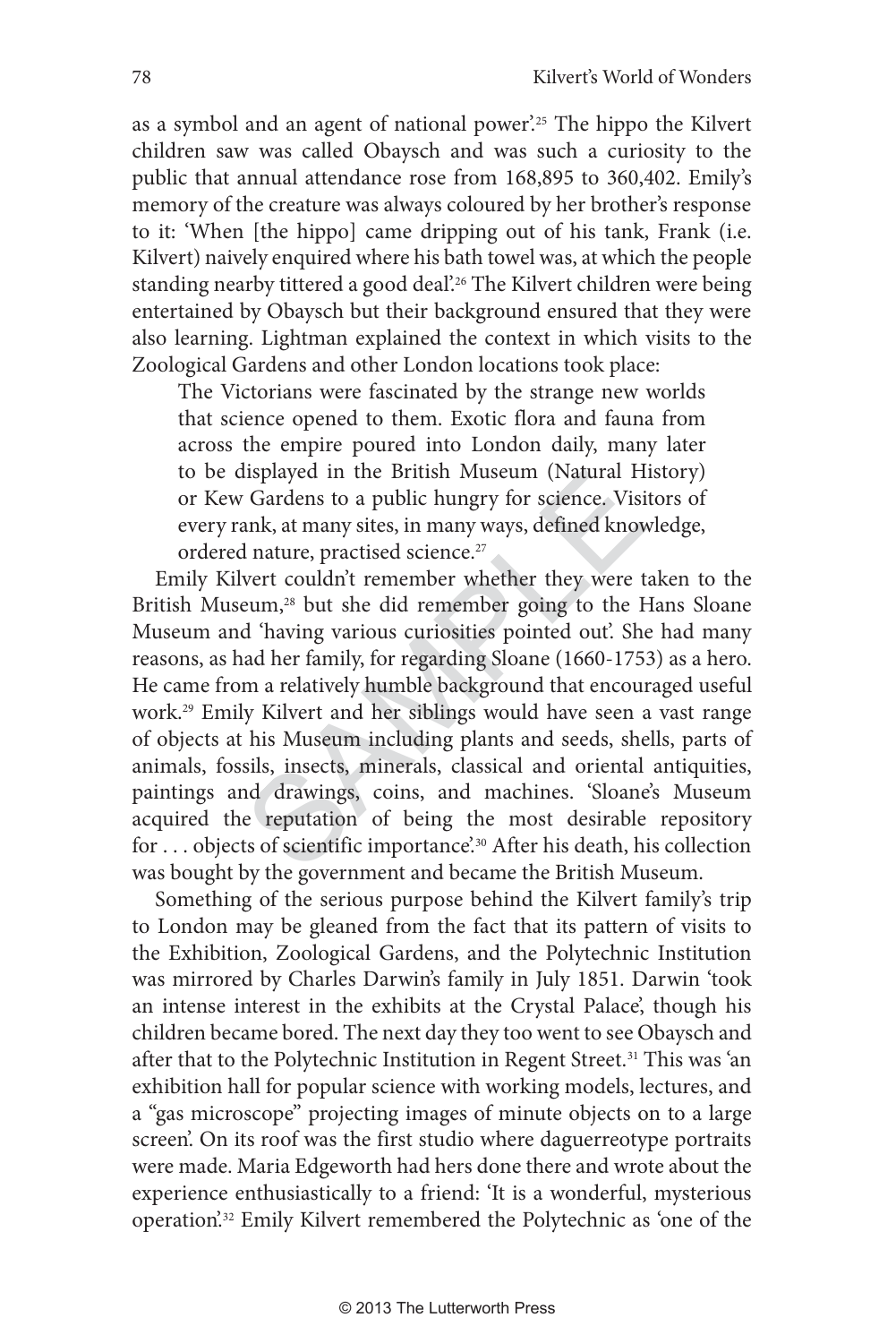as a symbol and an agent of national power'.[25] The hippo the Kilvert children saw was called Obaysch and was such a curiosity to the public that annual attendance rose from 168,895 to 360,402. Emily's memory of the creature was always coloured by her brother's response to it: 'When [the hippo] came dripping out of his tank, Frank (i.e. Kilvert) naively enquired where his bath towel was, at which the people standing nearby tittered a good deal'.[26] The Kilvert children were being entertained by Obaysch but their background ensured that they were also learning. Lightman explained the context in which visits to the Zoological Gardens and other London locations took place:

> The Victorians were fascinated by the strange new worlds that science opened to them. Exotic flora and fauna from across the empire poured into London daily, many later to be displayed in the British Museum (Natural History) or Kew Gardens to a public hungry for science. Visitors of every rank, at many sites, in many ways, defined knowledge, ordered nature, practised science.[27]

Emily Kilvert couldn't remember whether they were taken to the British Museum,[28] but she did remember going to the Hans Sloane Museum and 'having various curiosities pointed out'. She had many reasons, as had her family, for regarding Sloane (1660-1753) as a hero. He came from a relatively humble background that encouraged useful work.[29] Emily Kilvert and her siblings would have seen a vast range of objects at his Museum including plants and seeds, shells, parts of animals, fossils, insects, minerals, classical and oriental antiquities, paintings and drawings, coins, and machines. 'Sloane's Museum acquired the reputation of being the most desirable repository for . . . objects of scientific importance'.[30] After his death, his collection was bought by the government and became the British Museum.

Something of the serious purpose behind the Kilvert family's trip to London may be gleaned from the fact that its pattern of visits to the Exhibition, Zoological Gardens, and the Polytechnic Institution was mirrored by Charles Darwin's family in July 1851. Darwin 'took an intense interest in the exhibits at the Crystal Palace', though his children became bored. The next day they too went to see Obaysch and after that to the Polytechnic Institution in Regent Street.[31] This was 'an exhibition hall for popular science with working models, lectures, and a "gas microscope" projecting images of minute objects on to a large screen'. On its roof was the first studio where daguerreotype portraits were made. Maria Edgeworth had hers done there and wrote about the experience enthusiastically to a friend: 'It is a wonderful, mysterious operation'.[32] Emily Kilvert remembered the Polytechnic as 'one of the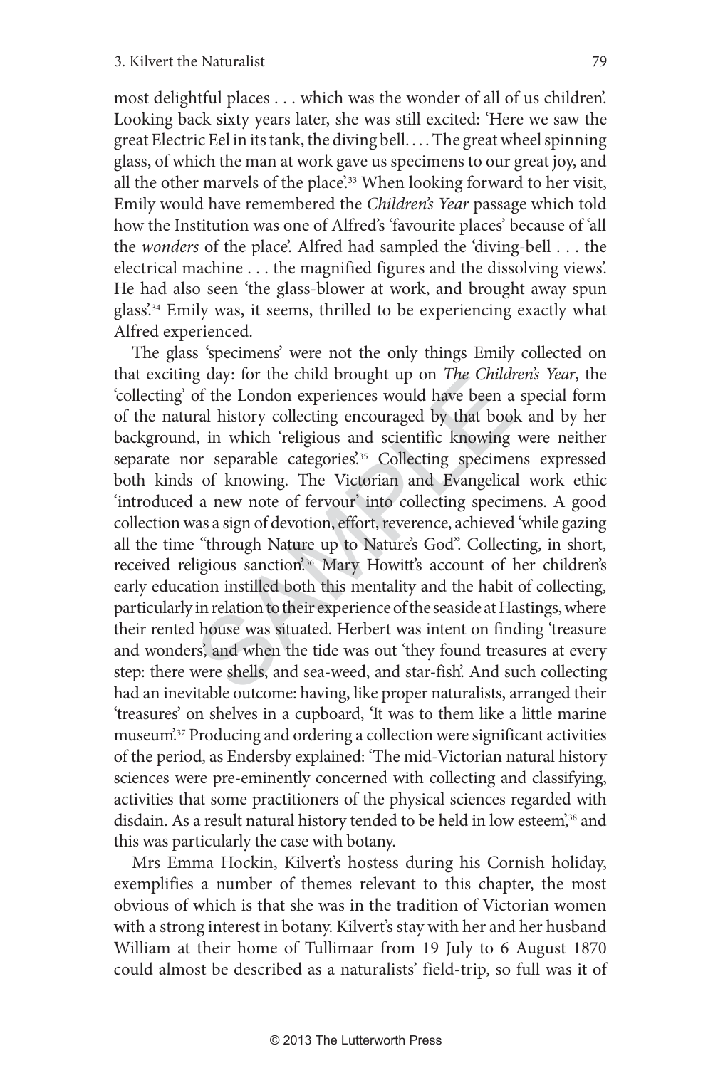most delightful places . . . which was the wonder of all of us children'. Looking back sixty years later, she was still excited: 'Here we saw the great Electric Eel in its tank, the diving bell. . . . The great wheel spinning glass, of which the man at work gave us specimens to our great joy, and all the other marvels of the place'.[33] When looking forward to her visit, Emily would have remembered the *Children's Year* passage which told how the Institution was one of Alfred's 'favourite places' because of 'all the *wonders* of the place'. Alfred had sampled the 'diving-bell . . . the electrical machine . . . the magnified figures and the dissolving views'. He had also seen 'the glass-blower at work, and brought away spun glass'.[34] Emily was, it seems, thrilled to be experiencing exactly what Alfred experienced.

The glass 'specimens' were not the only things Emily collected on that exciting day: for the child brought up on *The Children's Year*, the 'collecting' of the London experiences would have been a special form of the natural history collecting encouraged by that book and by her background, in which 'religious and scientific knowing were neither separate nor separable categories'.[35] Collecting specimens expressed both kinds of knowing. The Victorian and Evangelical work ethic 'introduced a new note of fervour' into collecting specimens. A good collection was a sign of devotion, effort, reverence, achieved 'while gazing all the time "through Nature up to Nature's God". Collecting, in short, received religious sanction'.[36] Mary Howitt's account of her children's early education instilled both this mentality and the habit of collecting, particularly in relation to their experience of the seaside at Hastings, where their rented house was situated. Herbert was intent on finding 'treasure and wonders', and when the tide was out 'they found treasures at every step: there were shells, and sea-weed, and star-fish'. And such collecting had an inevitable outcome: having, like proper naturalists, arranged their 'treasures' on shelves in a cupboard, 'It was to them like a little marine museum'.[37] Producing and ordering a collection were significant activities of the period, as Endersby explained: 'The mid-Victorian natural history sciences were pre-eminently concerned with collecting and classifying, activities that some practitioners of the physical sciences regarded with disdain. As a result natural history tended to be held in low esteem',[38] and this was particularly the case with botany.

Mrs Emma Hockin, Kilvert's hostess during his Cornish holiday, exemplifies a number of themes relevant to this chapter, the most obvious of which is that she was in the tradition of Victorian women with a strong interest in botany. Kilvert's stay with her and her husband William at their home of Tullimaar from 19 July to 6 August 1870 could almost be described as a naturalists' field-trip, so full was it of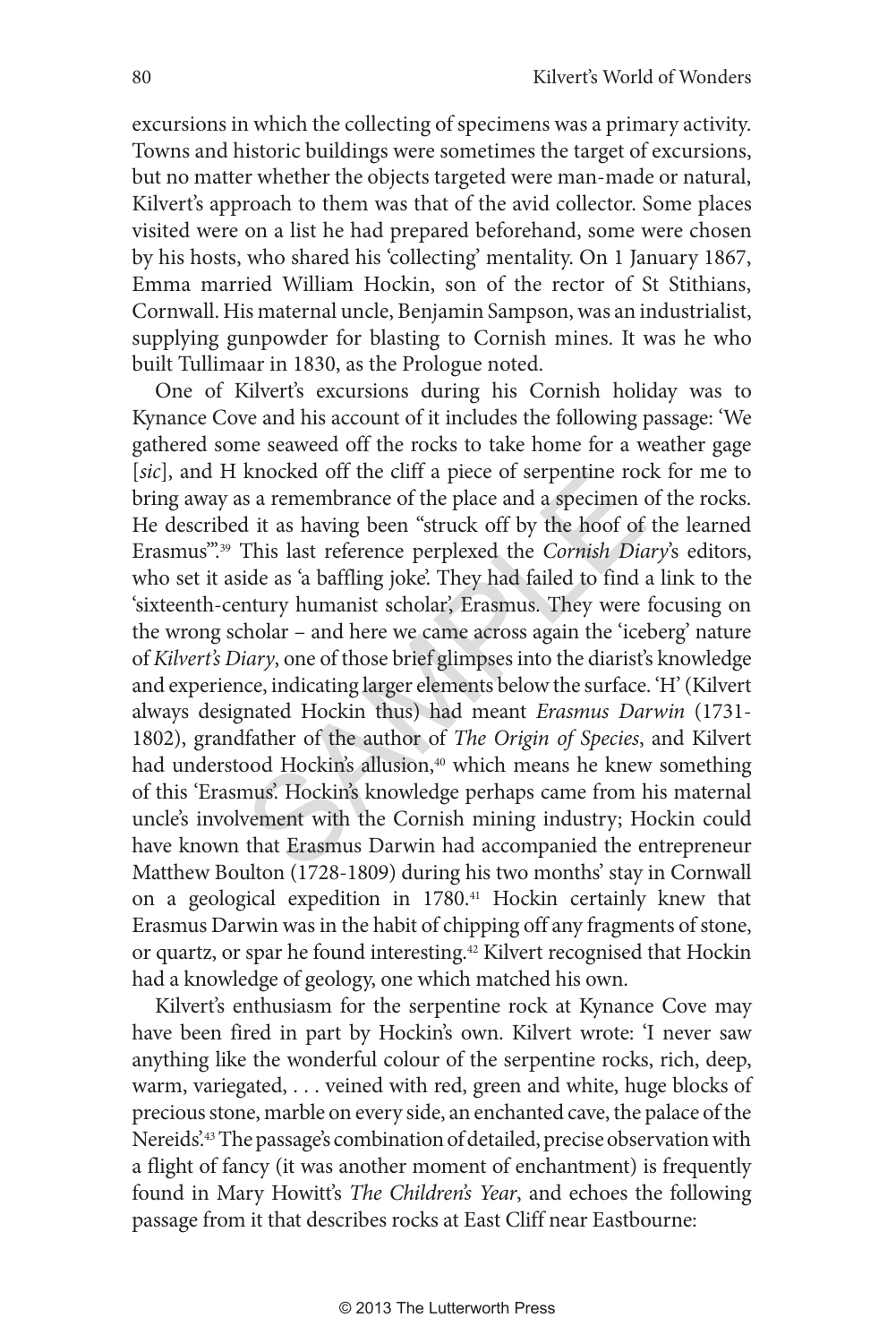excursions in which the collecting of specimens was a primary activity. Towns and historic buildings were sometimes the target of excursions, but no matter whether the objects targeted were man-made or natural, Kilvert's approach to them was that of the avid collector. Some places visited were on a list he had prepared beforehand, some were chosen by his hosts, who shared his 'collecting' mentality. On 1 January 1867, Emma married William Hockin, son of the rector of St Stithians, Cornwall. His maternal uncle, Benjamin Sampson, was an industrialist, supplying gunpowder for blasting to Cornish mines. It was he who built Tullimaar in 1830, as the Prologue noted.

One of Kilvert's excursions during his Cornish holiday was to Kynance Cove and his account of it includes the following passage: 'We gathered some seaweed off the rocks to take home for a weather gage [*sic*], and H knocked off the cliff a piece of serpentine rock for me to bring away as a remembrance of the place and a specimen of the rocks. He described it as having been "struck off by the hoof of the learned Erasmus"'.[39] This last reference perplexed the *Cornish Diary*'s editors, who set it aside as 'a baffling joke'. They had failed to find a link to the 'sixteenth-century humanist scholar', Erasmus. They were focusing on the wrong scholar – and here we came across again the 'iceberg' nature of *Kilvert's Diary*, one of those brief glimpses into the diarist's knowledge and experience, indicating larger elements below the surface. 'H' (Kilvert always designated Hockin thus) had meant *Erasmus Darwin* (1731-1802), grandfather of the author of *The Origin of Species*, and Kilvert had understood Hockin's allusion,[40] which means he knew something of this 'Erasmus'. Hockin's knowledge perhaps came from his maternal uncle's involvement with the Cornish mining industry; Hockin could have known that Erasmus Darwin had accompanied the entrepreneur Matthew Boulton (1728-1809) during his two months' stay in Cornwall on a geological expedition in 1780.[41] Hockin certainly knew that Erasmus Darwin was in the habit of chipping off any fragments of stone, or quartz, or spar he found interesting.[42] Kilvert recognised that Hockin had a knowledge of geology, one which matched his own.

Kilvert's enthusiasm for the serpentine rock at Kynance Cove may have been fired in part by Hockin's own. Kilvert wrote: 'I never saw anything like the wonderful colour of the serpentine rocks, rich, deep, warm, variegated, . . . veined with red, green and white, huge blocks of precious stone, marble on every side, an enchanted cave, the palace of the Nereids'.[43] The passage's combination of detailed, precise observation with a flight of fancy (it was another moment of enchantment) is frequently found in Mary Howitt's *The Children's Year*, and echoes the following passage from it that describes rocks at East Cliff near Eastbourne: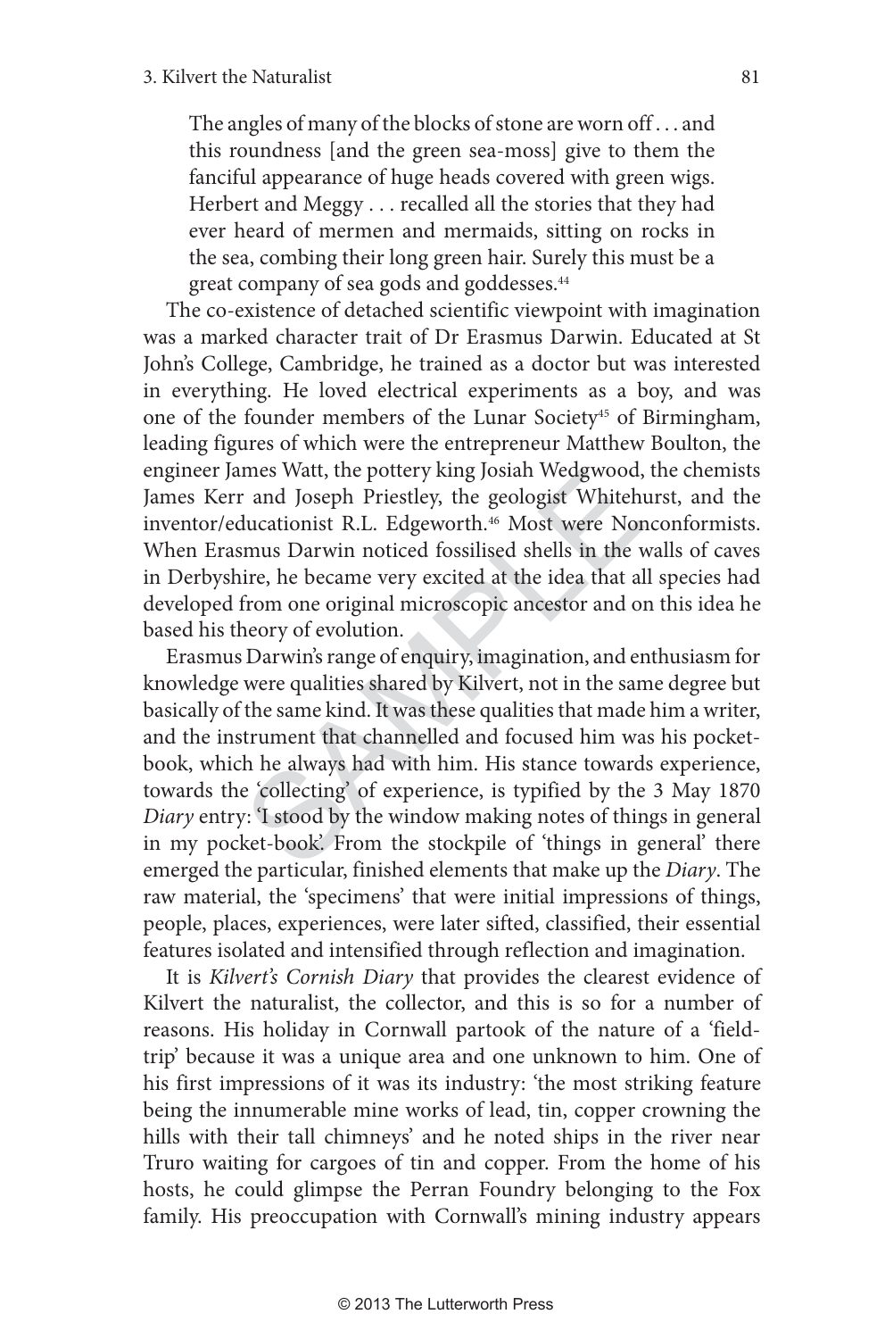> The angles of many of the blocks of stone are worn off . . . and this roundness [and the green sea-moss] give to them the fanciful appearance of huge heads covered with green wigs. Herbert and Meggy . . . recalled all the stories that they had ever heard of mermen and mermaids, sitting on rocks in the sea, combing their long green hair. Surely this must be a great company of sea gods and goddesses.[44]

The co-existence of detached scientific viewpoint with imagination was a marked character trait of Dr Erasmus Darwin. Educated at St John's College, Cambridge, he trained as a doctor but was interested in everything. He loved electrical experiments as a boy, and was one of the founder members of the Lunar Society[45] of Birmingham, leading figures of which were the entrepreneur Matthew Boulton, the engineer James Watt, the pottery king Josiah Wedgwood, the chemists James Kerr and Joseph Priestley, the geologist Whitehurst, and the inventor/educationist R.L. Edgeworth.[46] Most were Nonconformists. When Erasmus Darwin noticed fossilised shells in the walls of caves in Derbyshire, he became very excited at the idea that all species had developed from one original microscopic ancestor and on this idea he based his theory of evolution.

Erasmus Darwin's range of enquiry, imagination, and enthusiasm for knowledge were qualities shared by Kilvert, not in the same degree but basically of the same kind. It was these qualities that made him a writer, and the instrument that channelled and focused him was his pocket-book, which he always had with him. His stance towards experience, towards the 'collecting' of experience, is typified by the 3 May 1870 *Diary* entry: 'I stood by the window making notes of things in general in my pocket-book'. From the stockpile of 'things in general' there emerged the particular, finished elements that make up the *Diary*. The raw material, the 'specimens' that were initial impressions of things, people, places, experiences, were later sifted, classified, their essential features isolated and intensified through reflection and imagination.

It is *Kilvert's Cornish Diary* that provides the clearest evidence of Kilvert the naturalist, the collector, and this is so for a number of reasons. His holiday in Cornwall partook of the nature of a 'field-trip' because it was a unique area and one unknown to him. One of his first impressions of it was its industry: 'the most striking feature being the innumerable mine works of lead, tin, copper crowning the hills with their tall chimneys' and he noted ships in the river near Truro waiting for cargoes of tin and copper. From the home of his hosts, he could glimpse the Perran Foundry belonging to the Fox family. His preoccupation with Cornwall's mining industry appears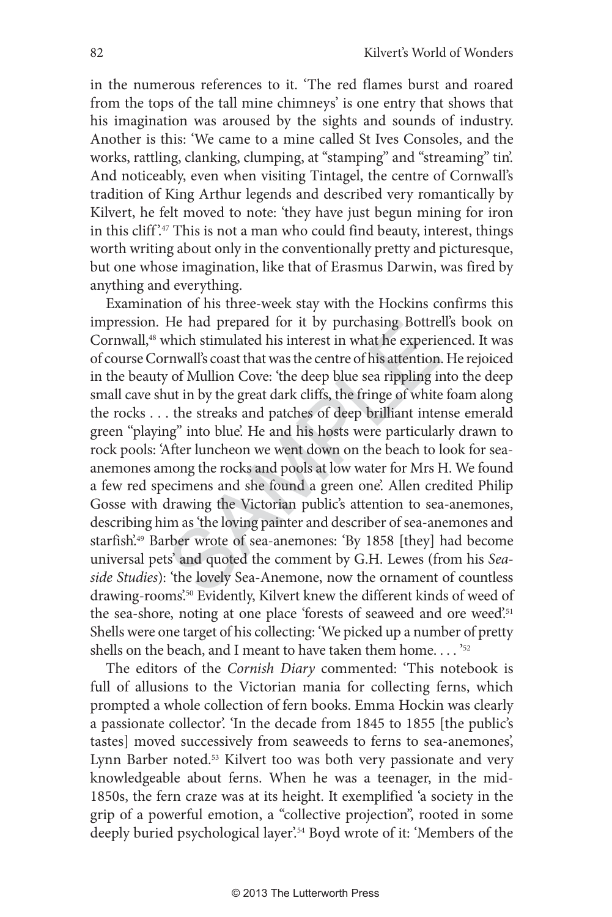in the numerous references to it. 'The red flames burst and roared from the tops of the tall mine chimneys' is one entry that shows that his imagination was aroused by the sights and sounds of industry. Another is this: 'We came to a mine called St Ives Consoles, and the works, rattling, clanking, clumping, at "stamping" and "streaming" tin'. And noticeably, even when visiting Tintagel, the centre of Cornwall's tradition of King Arthur legends and described very romantically by Kilvert, he felt moved to note: 'they have just begun mining for iron in this cliff'.[47] This is not a man who could find beauty, interest, things worth writing about only in the conventionally pretty and picturesque, but one whose imagination, like that of Erasmus Darwin, was fired by anything and everything.

Examination of his three-week stay with the Hockins confirms this impression. He had prepared for it by purchasing Bottrell's book on Cornwall,[48] which stimulated his interest in what he experienced. It was of course Cornwall's coast that was the centre of his attention. He rejoiced in the beauty of Mullion Cove: 'the deep blue sea rippling into the deep small cave shut in by the great dark cliffs, the fringe of white foam along the rocks . . . the streaks and patches of deep brilliant intense emerald green "playing" into blue'. He and his hosts were particularly drawn to rock pools: 'After luncheon we went down on the beach to look for sea-anemones among the rocks and pools at low water for Mrs H. We found a few red specimens and she found a green one'. Allen credited Philip Gosse with drawing the Victorian public's attention to sea-anemones, describing him as 'the loving painter and describer of sea-anemones and starfish'.[49] Barber wrote of sea-anemones: 'By 1858 [they] had become universal pets' and quoted the comment by G.H. Lewes (from his *Sea-side Studies*): 'the lovely Sea-Anemone, now the ornament of countless drawing-rooms'.[50] Evidently, Kilvert knew the different kinds of weed of the sea-shore, noting at one place 'forests of seaweed and ore weed'.[51] Shells were one target of his collecting: 'We picked up a number of pretty shells on the beach, and I meant to have taken them home. . . . '[52]

The editors of the *Cornish Diary* commented: 'This notebook is full of allusions to the Victorian mania for collecting ferns, which prompted a whole collection of fern books. Emma Hockin was clearly a passionate collector'. 'In the decade from 1845 to 1855 [the public's tastes] moved successively from seaweeds to ferns to sea-anemones', Lynn Barber noted.[53] Kilvert too was both very passionate and very knowledgeable about ferns. When he was a teenager, in the mid-1850s, the fern craze was at its height. It exemplified 'a society in the grip of a powerful emotion, a "collective projection", rooted in some deeply buried psychological layer'.[54] Boyd wrote of it: 'Members of the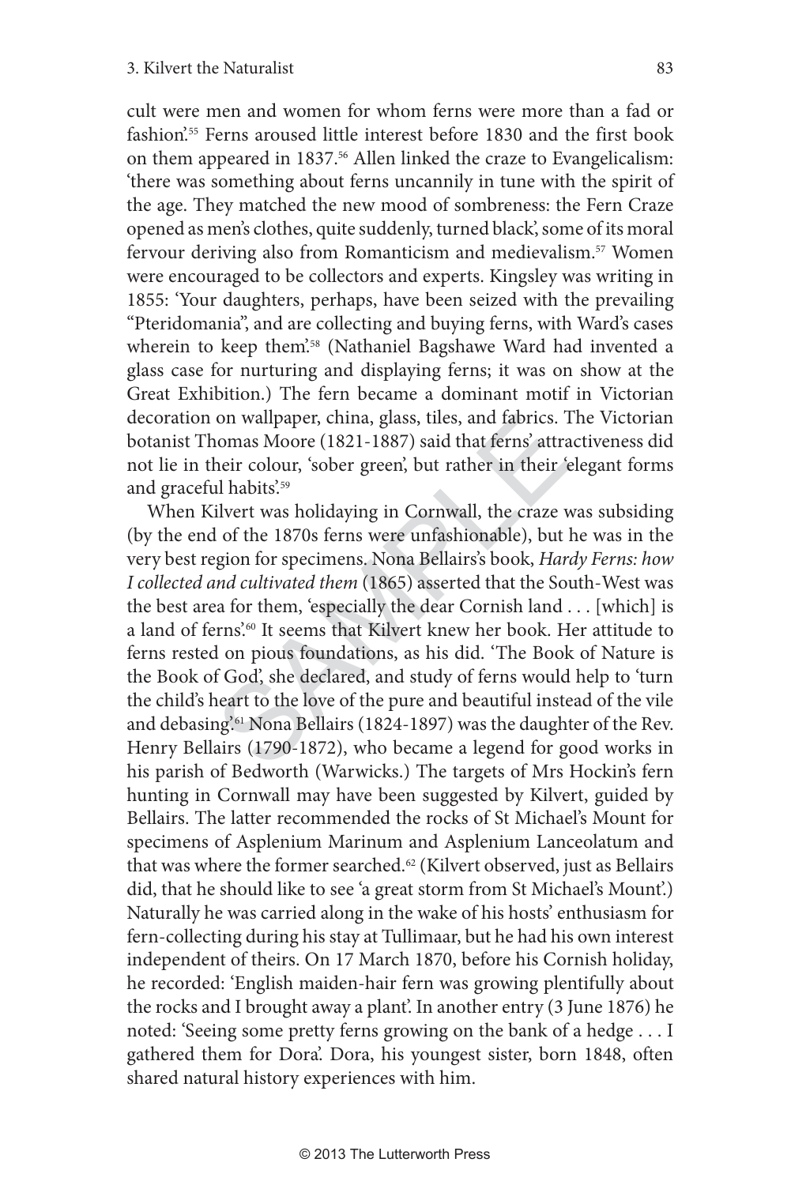cult were men and women for whom ferns were more than a fad or fashion'.[55] Ferns aroused little interest before 1830 and the first book on them appeared in 1837.[56] Allen linked the craze to Evangelicalism: 'there was something about ferns uncannily in tune with the spirit of the age. They matched the new mood of sombreness: the Fern Craze opened as men's clothes, quite suddenly, turned black', some of its moral fervour deriving also from Romanticism and medievalism.[57] Women were encouraged to be collectors and experts. Kingsley was writing in 1855: 'Your daughters, perhaps, have been seized with the prevailing "Pteridomania", and are collecting and buying ferns, with Ward's cases wherein to keep them'.[58] (Nathaniel Bagshawe Ward had invented a glass case for nurturing and displaying ferns; it was on show at the Great Exhibition.) The fern became a dominant motif in Victorian decoration on wallpaper, china, glass, tiles, and fabrics. The Victorian botanist Thomas Moore (1821-1887) said that ferns' attractiveness did not lie in their colour, 'sober green', but rather in their 'elegant forms and graceful habits'.[59]

When Kilvert was holidaying in Cornwall, the craze was subsiding (by the end of the 1870s ferns were unfashionable), but he was in the very best region for specimens. Nona Bellairs's book, *Hardy Ferns: how I collected and cultivated them* (1865) asserted that the South-West was the best area for them, 'especially the dear Cornish land . . . [which] is a land of ferns'.[60] It seems that Kilvert knew her book. Her attitude to ferns rested on pious foundations, as his did. 'The Book of Nature is the Book of God', she declared, and study of ferns would help to 'turn the child's heart to the love of the pure and beautiful instead of the vile and debasing'.[61] Nona Bellairs (1824-1897) was the daughter of the Rev. Henry Bellairs (1790-1872), who became a legend for good works in his parish of Bedworth (Warwicks.) The targets of Mrs Hockin's fern hunting in Cornwall may have been suggested by Kilvert, guided by Bellairs. The latter recommended the rocks of St Michael's Mount for specimens of Asplenium Marinum and Asplenium Lanceolatum and that was where the former searched.[62] (Kilvert observed, just as Bellairs did, that he should like to see 'a great storm from St Michael's Mount'.) Naturally he was carried along in the wake of his hosts' enthusiasm for fern-collecting during his stay at Tullimaar, but he had his own interest independent of theirs. On 17 March 1870, before his Cornish holiday, he recorded: 'English maiden-hair fern was growing plentifully about the rocks and I brought away a plant'. In another entry (3 June 1876) he noted: 'Seeing some pretty ferns growing on the bank of a hedge . . . I gathered them for Dora'. Dora, his youngest sister, born 1848, often shared natural history experiences with him.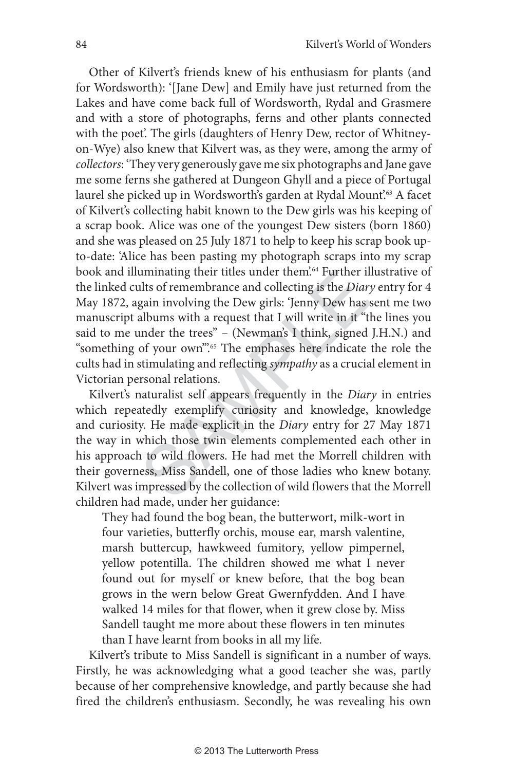Other of Kilvert's friends knew of his enthusiasm for plants (and for Wordsworth): '[Jane Dew] and Emily have just returned from the Lakes and have come back full of Wordsworth, Rydal and Grasmere and with a store of photographs, ferns and other plants connected with the poet'. The girls (daughters of Henry Dew, rector of Whitney-on-Wye) also knew that Kilvert was, as they were, among the army of *collectors*: 'They very generously gave me six photographs and Jane gave me some ferns she gathered at Dungeon Ghyll and a piece of Portugal laurel she picked up in Wordsworth's garden at Rydal Mount'.[63] A facet of Kilvert's collecting habit known to the Dew girls was his keeping of a scrap book. Alice was one of the youngest Dew sisters (born 1860) and she was pleased on 25 July 1871 to help to keep his scrap book up-to-date: 'Alice has been pasting my photograph scraps into my scrap book and illuminating their titles under them'.[64] Further illustrative of the linked cults of remembrance and collecting is the *Diary* entry for 4 May 1872, again involving the Dew girls: 'Jenny Dew has sent me two manuscript albums with a request that I will write in it "the lines you said to me under the trees" – (Newman's I think, signed J.H.N.) and "something of your own"'.[65] The emphases here indicate the role the cults had in stimulating and reflecting *sympathy* as a crucial element in Victorian personal relations.

Kilvert's naturalist self appears frequently in the *Diary* in entries which repeatedly exemplify curiosity and knowledge, knowledge and curiosity. He made explicit in the *Diary* entry for 27 May 1871 the way in which those twin elements complemented each other in his approach to wild flowers. He had met the Morrell children with their governess, Miss Sandell, one of those ladies who knew botany. Kilvert was impressed by the collection of wild flowers that the Morrell children had made, under her guidance:

> They had found the bog bean, the butterwort, milk-wort in four varieties, butterfly orchis, mouse ear, marsh valentine, marsh buttercup, hawkweed fumitory, yellow pimpernel, yellow potentilla. The children showed me what I never found out for myself or knew before, that the bog bean grows in the wern below Great Gwernfydden. And I have walked 14 miles for that flower, when it grew close by. Miss Sandell taught me more about these flowers in ten minutes than I have learnt from books in all my life.

Kilvert's tribute to Miss Sandell is significant in a number of ways. Firstly, he was acknowledging what a good teacher she was, partly because of her comprehensive knowledge, and partly because she had fired the children's enthusiasm. Secondly, he was revealing his own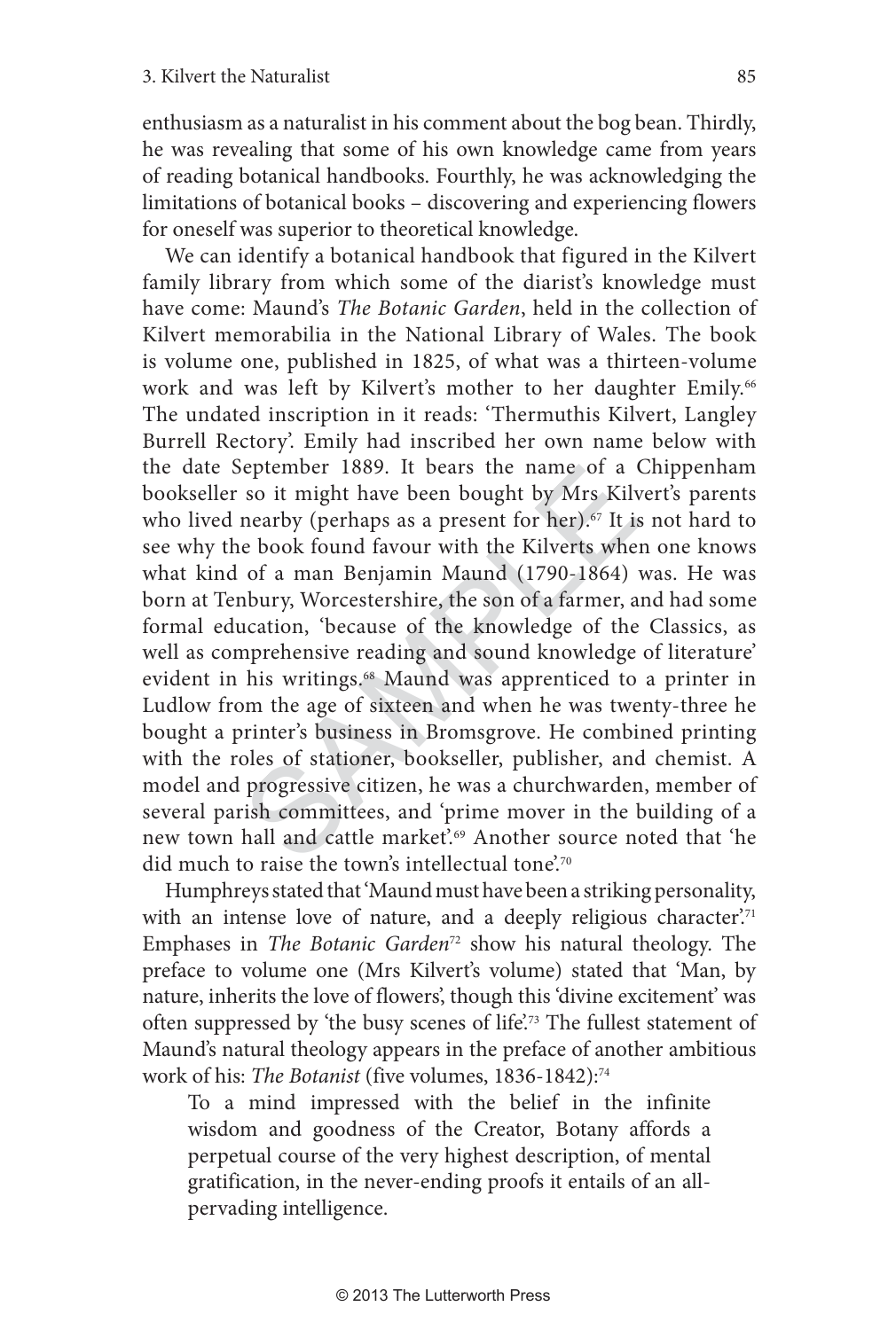enthusiasm as a naturalist in his comment about the bog bean. Thirdly, he was revealing that some of his own knowledge came from years of reading botanical handbooks. Fourthly, he was acknowledging the limitations of botanical books – discovering and experiencing flowers for oneself was superior to theoretical knowledge.

We can identify a botanical handbook that figured in the Kilvert family library from which some of the diarist's knowledge must have come: Maund's *The Botanic Garden*, held in the collection of Kilvert memorabilia in the National Library of Wales. The book is volume one, published in 1825, of what was a thirteen-volume work and was left by Kilvert's mother to her daughter Emily.[66] The undated inscription in it reads: 'Thermuthis Kilvert, Langley Burrell Rectory'. Emily had inscribed her own name below with the date September 1889. It bears the name of a Chippenham bookseller so it might have been bought by Mrs Kilvert's parents who lived nearby (perhaps as a present for her).[67] It is not hard to see why the book found favour with the Kilverts when one knows what kind of a man Benjamin Maund (1790-1864) was. He was born at Tenbury, Worcestershire, the son of a farmer, and had some formal education, 'because of the knowledge of the Classics, as well as comprehensive reading and sound knowledge of literature' evident in his writings.[68] Maund was apprenticed to a printer in Ludlow from the age of sixteen and when he was twenty-three he bought a printer's business in Bromsgrove. He combined printing with the roles of stationer, bookseller, publisher, and chemist. A model and progressive citizen, he was a churchwarden, member of several parish committees, and 'prime mover in the building of a new town hall and cattle market'.[69] Another source noted that 'he did much to raise the town's intellectual tone'.[70]

Humphreys stated that 'Maund must have been a striking personality, with an intense love of nature, and a deeply religious character'.[71] Emphases in *The Botanic Garden*[72] show his natural theology. The preface to volume one (Mrs Kilvert's volume) stated that 'Man, by nature, inherits the love of flowers', though this 'divine excitement' was often suppressed by 'the busy scenes of life'.[73] The fullest statement of Maund's natural theology appears in the preface of another ambitious work of his: *The Botanist* (five volumes, 1836-1842):[74]

> To a mind impressed with the belief in the infinite wisdom and goodness of the Creator, Botany affords a perpetual course of the very highest description, of mental gratification, in the never-ending proofs it entails of an all-pervading intelligence.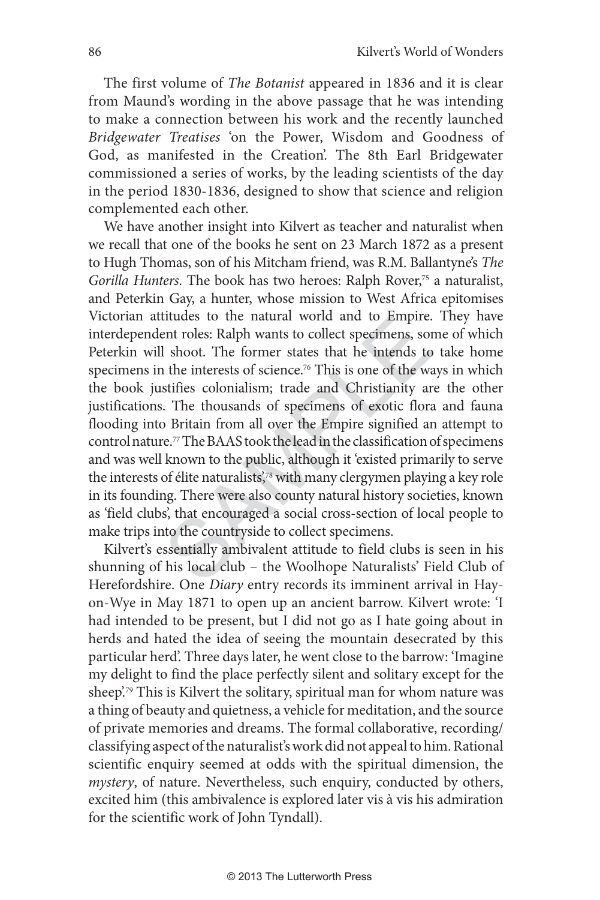The first volume of *The Botanist* appeared in 1836 and it is clear from Maund's wording in the above passage that he was intending to make a connection between his work and the recently launched *Bridgewater Treatises* 'on the Power, Wisdom and Goodness of God, as manifested in the Creation'. The 8th Earl Bridgewater commissioned a series of works, by the leading scientists of the day in the period 1830-1836, designed to show that science and religion complemented each other.

We have another insight into Kilvert as teacher and naturalist when we recall that one of the books he sent on 23 March 1872 as a present to Hugh Thomas, son of his Mitcham friend, was R.M. Ballantyne's *The Gorilla Hunters*. The book has two heroes: Ralph Rover,[75] a naturalist, and Peterkin Gay, a hunter, whose mission to West Africa epitomises Victorian attitudes to the natural world and to Empire. They have interdependent roles: Ralph wants to collect specimens, some of which Peterkin will shoot. The former states that he intends to take home specimens in the interests of science.[76] This is one of the ways in which the book justifies colonialism; trade and Christianity are the other justifications. The thousands of specimens of exotic flora and fauna flooding into Britain from all over the Empire signified an attempt to control nature.[77] The BAAS took the lead in the classification of specimens and was well known to the public, although it 'existed primarily to serve the interests of élite naturalists',[78] with many clergymen playing a key role in its founding. There were also county natural history societies, known as 'field clubs', that encouraged a social cross-section of local people to make trips into the countryside to collect specimens.

Kilvert's essentially ambivalent attitude to field clubs is seen in his shunning of his local club – the Woolhope Naturalists' Field Club of Herefordshire. One *Diary* entry records its imminent arrival in Hay-on-Wye in May 1871 to open up an ancient barrow. Kilvert wrote: 'I had intended to be present, but I did not go as I hate going about in herds and hated the idea of seeing the mountain desecrated by this particular herd'. Three days later, he went close to the barrow: 'Imagine my delight to find the place perfectly silent and solitary except for the sheep'.[79] This is Kilvert the solitary, spiritual man for whom nature was a thing of beauty and quietness, a vehicle for meditation, and the source of private memories and dreams. The formal collaborative, recording/classifying aspect of the naturalist's work did not appeal to him. Rational scientific enquiry seemed at odds with the spiritual dimension, the *mystery*, of nature. Nevertheless, such enquiry, conducted by others, excited him (this ambivalence is explored later vis à vis his admiration for the scientific work of John Tyndall).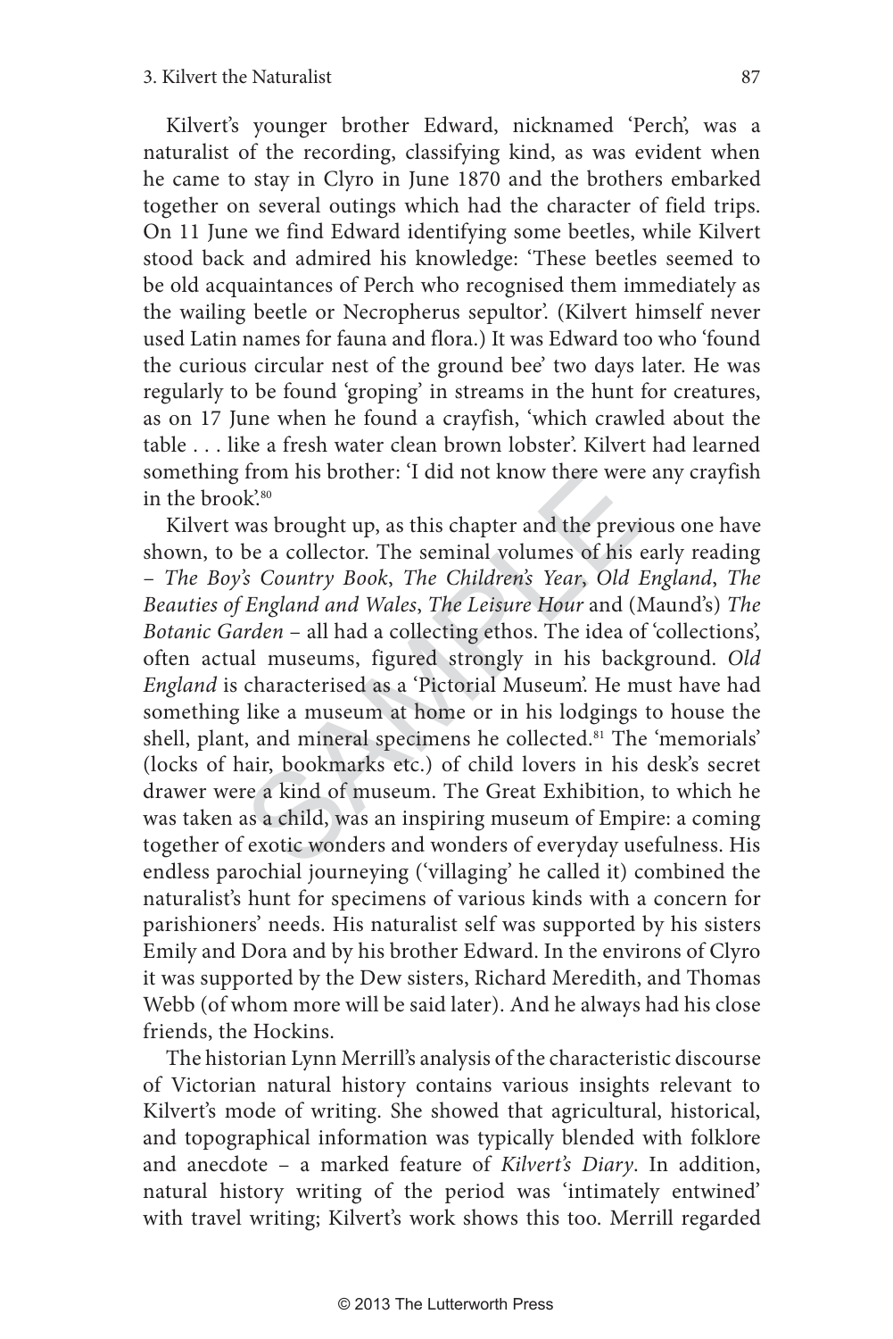Kilvert's younger brother Edward, nicknamed 'Perch', was a naturalist of the recording, classifying kind, as was evident when he came to stay in Clyro in June 1870 and the brothers embarked together on several outings which had the character of field trips. On 11 June we find Edward identifying some beetles, while Kilvert stood back and admired his knowledge: 'These beetles seemed to be old acquaintances of Perch who recognised them immediately as the wailing beetle or Necropherus sepultor'. (Kilvert himself never used Latin names for fauna and flora.) It was Edward too who 'found the curious circular nest of the ground bee' two days later. He was regularly to be found 'groping' in streams in the hunt for creatures, as on 17 June when he found a crayfish, 'which crawled about the table . . . like a fresh water clean brown lobster'. Kilvert had learned something from his brother: 'I did not know there were any crayfish in the brook'.[80]

Kilvert was brought up, as this chapter and the previous one have shown, to be a collector. The seminal volumes of his early reading – *The Boy's Country Book*, *The Children's Year*, *Old England*, *The Beauties of England and Wales*, *The Leisure Hour* and (Maund's) *The Botanic Garden* – all had a collecting ethos. The idea of 'collections', often actual museums, figured strongly in his background. *Old England* is characterised as a 'Pictorial Museum'. He must have had something like a museum at home or in his lodgings to house the shell, plant, and mineral specimens he collected.[81] The 'memorials' (locks of hair, bookmarks etc.) of child lovers in his desk's secret drawer were a kind of museum. The Great Exhibition, to which he was taken as a child, was an inspiring museum of Empire: a coming together of exotic wonders and wonders of everyday usefulness. His endless parochial journeying ('villaging' he called it) combined the naturalist's hunt for specimens of various kinds with a concern for parishioners' needs. His naturalist self was supported by his sisters Emily and Dora and by his brother Edward. In the environs of Clyro it was supported by the Dew sisters, Richard Meredith, and Thomas Webb (of whom more will be said later). And he always had his close friends, the Hockins.

The historian Lynn Merrill's analysis of the characteristic discourse of Victorian natural history contains various insights relevant to Kilvert's mode of writing. She showed that agricultural, historical, and topographical information was typically blended with folklore and anecdote – a marked feature of *Kilvert's Diary*. In addition, natural history writing of the period was 'intimately entwined' with travel writing; Kilvert's work shows this too. Merrill regarded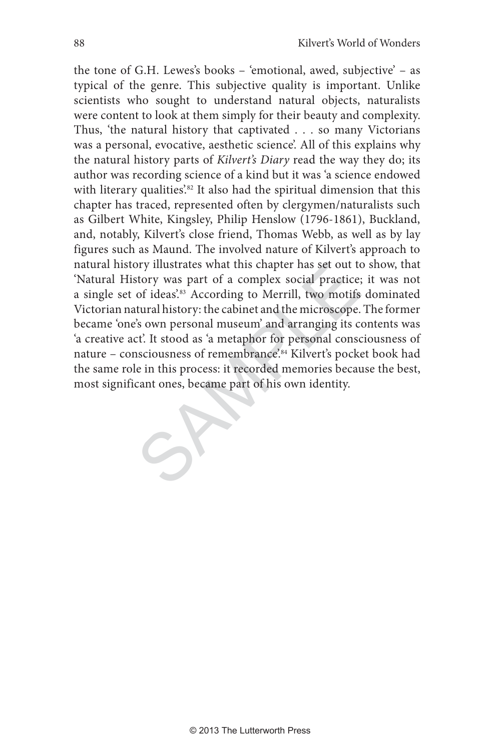the tone of G.H. Lewes's books – 'emotional, awed, subjective' – as typical of the genre. This subjective quality is important. Unlike scientists who sought to understand natural objects, naturalists were content to look at them simply for their beauty and complexity. Thus, 'the natural history that captivated . . . so many Victorians was a personal, evocative, aesthetic science'. All of this explains why the natural history parts of *Kilvert's Diary* read the way they do; its author was recording science of a kind but it was 'a science endowed with literary qualities'.[82] It also had the spiritual dimension that this chapter has traced, represented often by clergymen/naturalists such as Gilbert White, Kingsley, Philip Henslow (1796-1861), Buckland, and, notably, Kilvert's close friend, Thomas Webb, as well as by lay figures such as Maund. The involved nature of Kilvert's approach to natural history illustrates what this chapter has set out to show, that 'Natural History was part of a complex social practice; it was not a single set of ideas'.[83] According to Merrill, two motifs dominated Victorian natural history: the cabinet and the microscope. The former became 'one's own personal museum' and arranging its contents was 'a creative act'. It stood as 'a metaphor for personal consciousness of nature – consciousness of remembrance'.[84] Kilvert's pocket book had the same role in this process: it recorded memories because the best, most significant ones, became part of his own identity.

© 2013 The Lutterworth Press